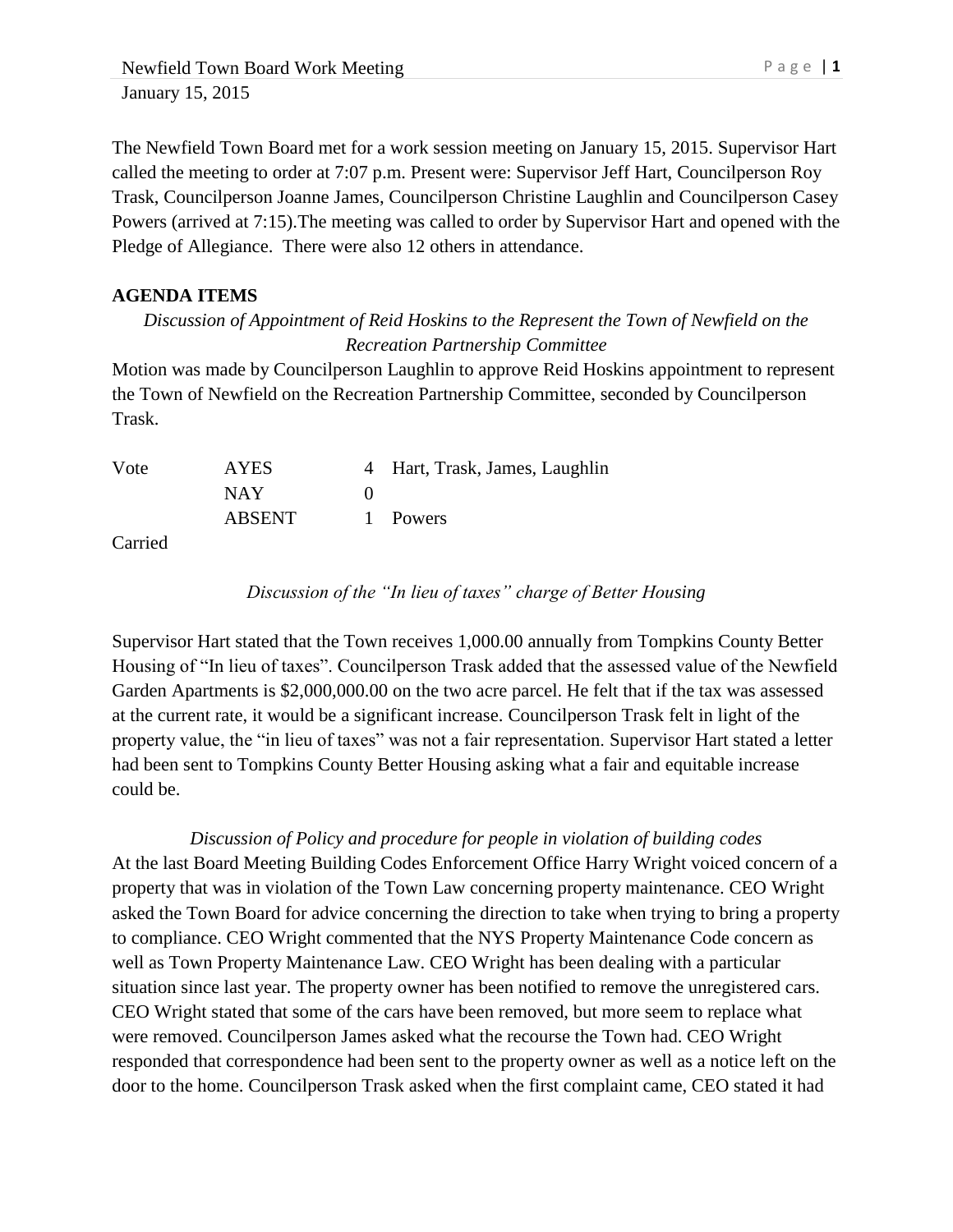The Newfield Town Board met for a work session meeting on January 15, 2015. Supervisor Hart called the meeting to order at 7:07 p.m. Present were: Supervisor Jeff Hart, Councilperson Roy Trask, Councilperson Joanne James, Councilperson Christine Laughlin and Councilperson Casey Powers (arrived at 7:15).The meeting was called to order by Supervisor Hart and opened with the Pledge of Allegiance. There were also 12 others in attendance.

**AGENDA ITEMS**

*Discussion of Appointment of Reid Hoskins to the Represent the Town of Newfield on the Recreation Partnership Committee*

Motion was made by Councilperson Laughlin to approve Reid Hoskins appointment to represent the Town of Newfield on the Recreation Partnership Committee, seconded by Councilperson Trask.

| Vote | AYES | 4 | Hart, Trask, James, Laughlin |
|---|---|---|---|
| | NAY | 0 | |
| | ABSENT | 1 | Powers |

Carried

*Discussion of the "In lieu of taxes" charge of Better Housing*

Supervisor Hart stated that the Town receives 1,000.00 annually from Tompkins County Better Housing of "In lieu of taxes". Councilperson Trask added that the assessed value of the Newfield Garden Apartments is $2,000,000.00 on the two acre parcel. He felt that if the tax was assessed at the current rate, it would be a significant increase. Councilperson Trask felt in light of the property value, the "in lieu of taxes" was not a fair representation. Supervisor Hart stated a letter had been sent to Tompkins County Better Housing asking what a fair and equitable increase could be.

*Discussion of Policy and procedure for people in violation of building codes*

At the last Board Meeting Building Codes Enforcement Office Harry Wright voiced concern of a property that was in violation of the Town Law concerning property maintenance. CEO Wright asked the Town Board for advice concerning the direction to take when trying to bring a property to compliance. CEO Wright commented that the NYS Property Maintenance Code concern as well as Town Property Maintenance Law. CEO Wright has been dealing with a particular situation since last year. The property owner has been notified to remove the unregistered cars. CEO Wright stated that some of the cars have been removed, but more seem to replace what were removed. Councilperson James asked what the recourse the Town had. CEO Wright responded that correspondence had been sent to the property owner as well as a notice left on the door to the home. Councilperson Trask asked when the first complaint came, CEO stated it had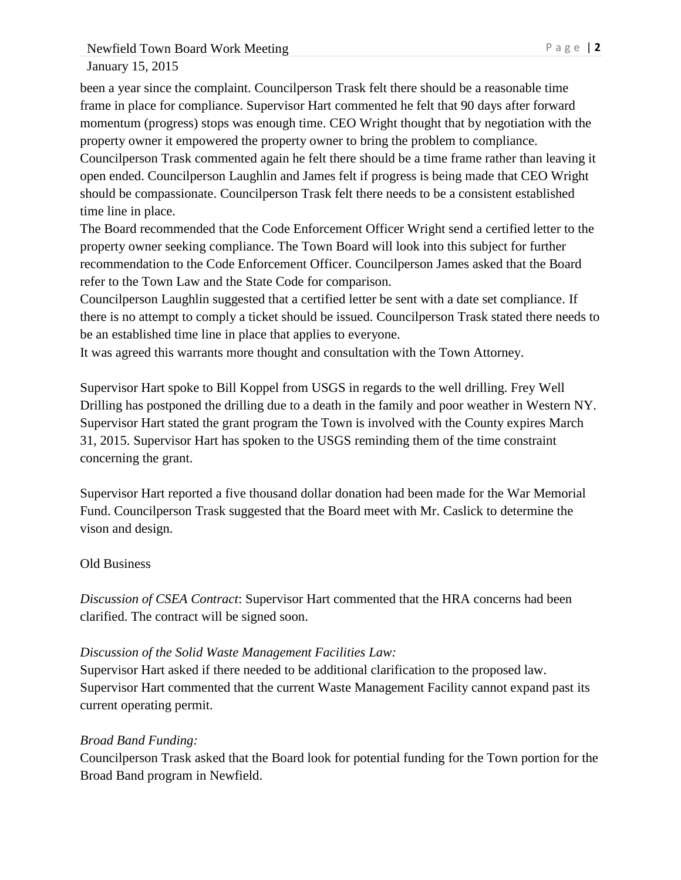been a year since the complaint. Councilperson Trask felt there should be a reasonable time frame in place for compliance. Supervisor Hart commented he felt that 90 days after forward momentum (progress) stops was enough time. CEO Wright thought that by negotiation with the property owner it empowered the property owner to bring the problem to compliance. Councilperson Trask commented again he felt there should be a time frame rather than leaving it open ended. Councilperson Laughlin and James felt if progress is being made that CEO Wright should be compassionate. Councilperson Trask felt there needs to be a consistent established time line in place.

The Board recommended that the Code Enforcement Officer Wright send a certified letter to the property owner seeking compliance. The Town Board will look into this subject for further recommendation to the Code Enforcement Officer. Councilperson James asked that the Board refer to the Town Law and the State Code for comparison.

Councilperson Laughlin suggested that a certified letter be sent with a date set compliance. If there is no attempt to comply a ticket should be issued. Councilperson Trask stated there needs to be an established time line in place that applies to everyone.

It was agreed this warrants more thought and consultation with the Town Attorney.

Supervisor Hart spoke to Bill Koppel from USGS in regards to the well drilling. Frey Well Drilling has postponed the drilling due to a death in the family and poor weather in Western NY. Supervisor Hart stated the grant program the Town is involved with the County expires March 31, 2015. Supervisor Hart has spoken to the USGS reminding them of the time constraint concerning the grant.

Supervisor Hart reported a five thousand dollar donation had been made for the War Memorial Fund. Councilperson Trask suggested that the Board meet with Mr. Caslick to determine the vison and design.

Old Business

*Discussion of CSEA Contract*: Supervisor Hart commented that the HRA concerns had been clarified. The contract will be signed soon.

*Discussion of the Solid Waste Management Facilities Law:*

Supervisor Hart asked if there needed to be additional clarification to the proposed law. Supervisor Hart commented that the current Waste Management Facility cannot expand past its current operating permit.

*Broad Band Funding:*

Councilperson Trask asked that the Board look for potential funding for the Town portion for the Broad Band program in Newfield.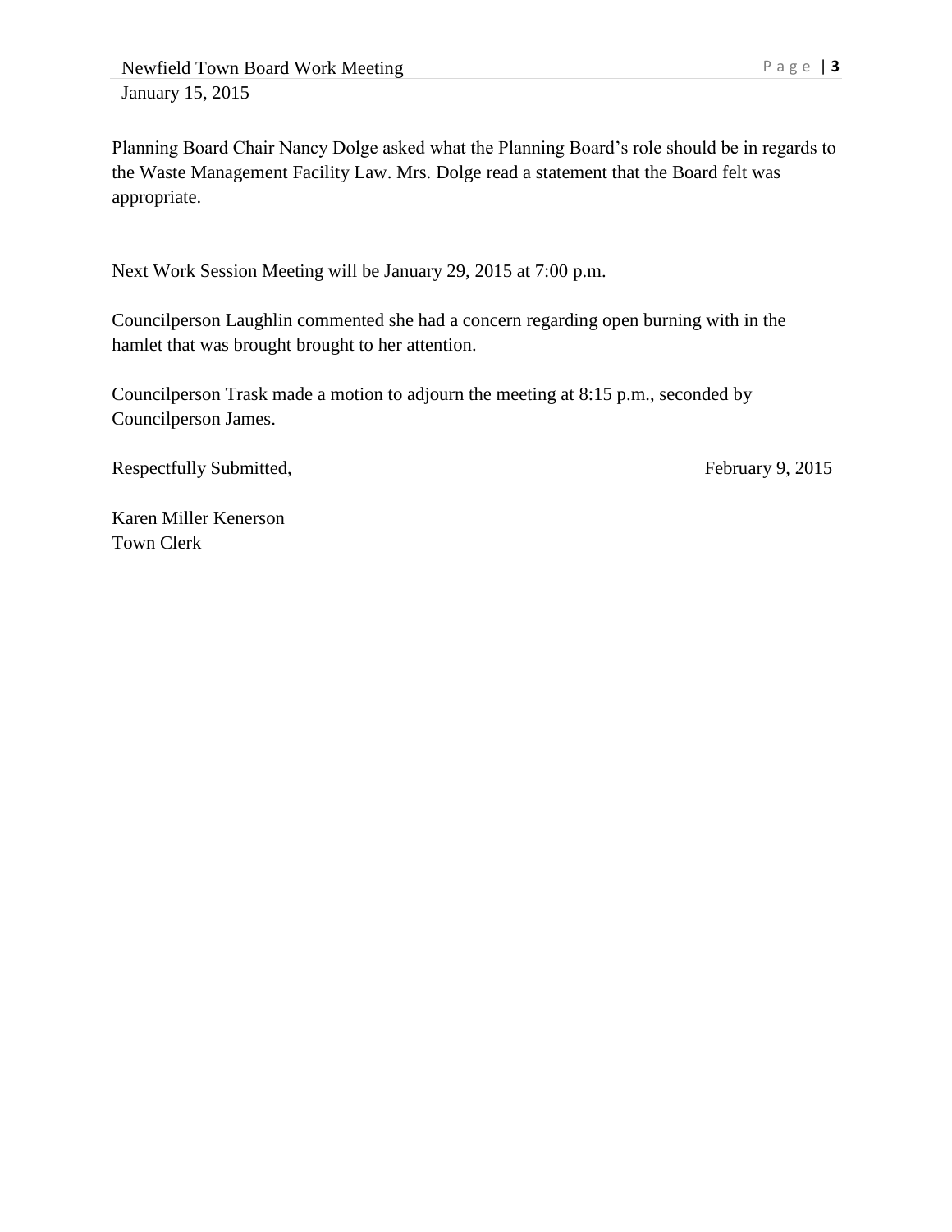Planning Board Chair Nancy Dolge asked what the Planning Board's role should be in regards to the Waste Management Facility Law. Mrs. Dolge read a statement that the Board felt was appropriate.

Next Work Session Meeting will be January 29, 2015 at 7:00 p.m.

Councilperson Laughlin commented she had a concern regarding open burning with in the hamlet that was brought brought to her attention.

Councilperson Trask made a motion to adjourn the meeting at 8:15 p.m., seconded by Councilperson James.

Respectfully Submitted, February 9, 2015

Karen Miller Kenerson
Town Clerk